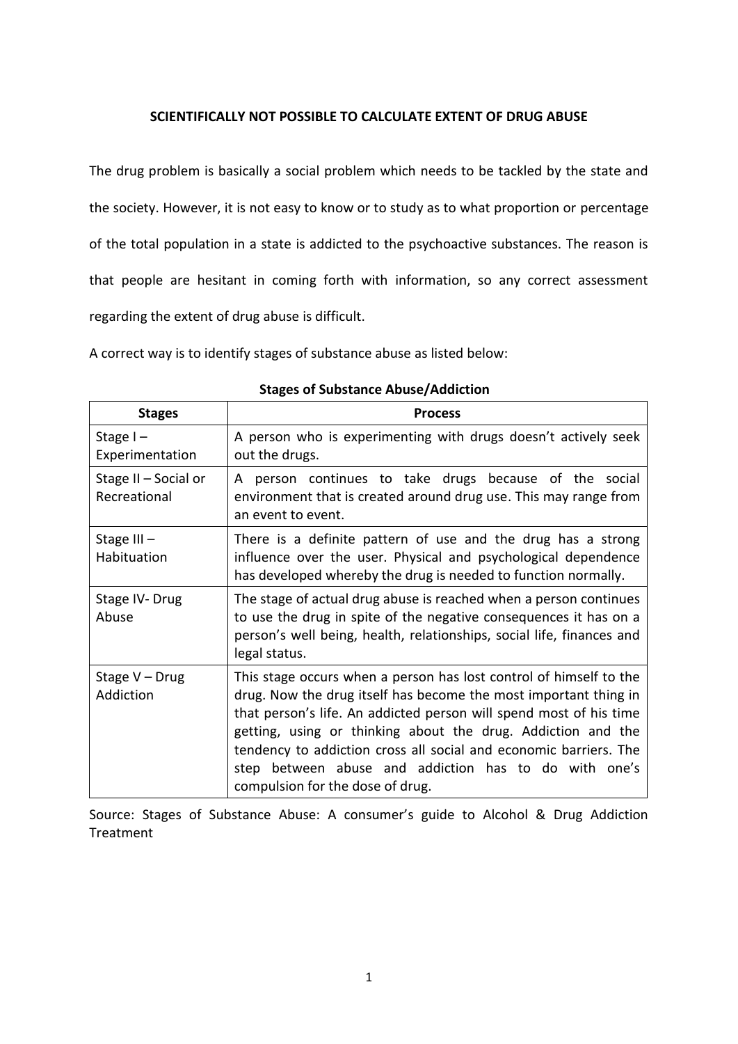# SCIENTIFICALLY NOT POSSIBLE TO CALCULATE EXTENT OF DRUG ABUSE

The drug problem is basically a social problem which needs to be tackled by the state and the society. However, it is not easy to know or to study as to what proportion or percentage of the total population in a state is addicted to the psychoactive substances. The reason is that people are hesitant in coming forth with information, so any correct assessment regarding the extent of drug abuse is difficult.

A correct way is to identify stages of substance abuse as listed below:

**Stages of Substance Abuse/Addiction**

| Stages | Process |
|---|---|
| Stage I – Experimentation | A person who is experimenting with drugs doesn't actively seek out the drugs. |
| Stage II – Social or Recreational | A person continues to take drugs because of the social environment that is created around drug use. This may range from an event to event. |
| Stage III – Habituation | There is a definite pattern of use and the drug has a strong influence over the user. Physical and psychological dependence has developed whereby the drug is needed to function normally. |
| Stage IV- Drug Abuse | The stage of actual drug abuse is reached when a person continues to use the drug in spite of the negative consequences it has on a person's well being, health, relationships, social life, finances and legal status. |
| Stage V – Drug Addiction | This stage occurs when a person has lost control of himself to the drug. Now the drug itself has become the most important thing in that person's life. An addicted person will spend most of his time getting, using or thinking about the drug. Addiction and the tendency to addiction cross all social and economic barriers. The step between abuse and addiction has to do with one's compulsion for the dose of drug. |

Source: Stages of Substance Abuse: A consumer's guide to Alcohol & Drug Addiction Treatment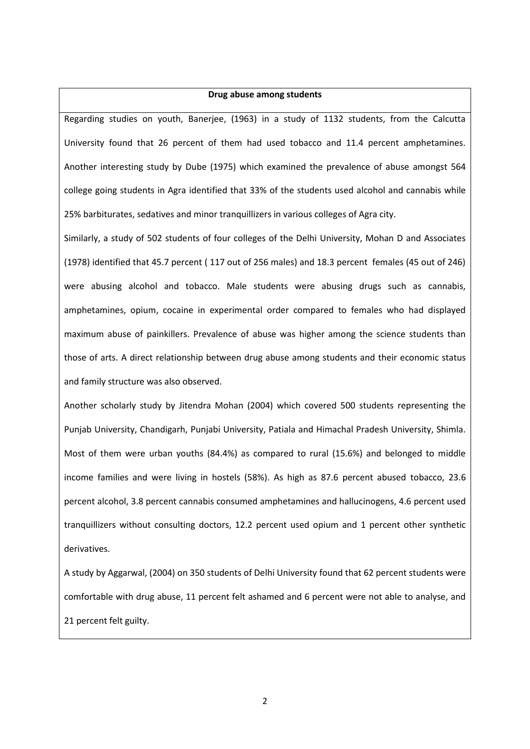**Drug abuse among students**

Regarding studies on youth, Banerjee, (1963) in a study of 1132 students, from the Calcutta University found that 26 percent of them had used tobacco and 11.4 percent amphetamines. Another interesting study by Dube (1975) which examined the prevalence of abuse amongst 564 college going students in Agra identified that 33% of the students used alcohol and cannabis while 25% barbiturates, sedatives and minor tranquillizers in various colleges of Agra city.

Similarly, a study of 502 students of four colleges of the Delhi University, Mohan D and Associates (1978) identified that 45.7 percent ( 117 out of 256 males) and 18.3 percent females (45 out of 246) were abusing alcohol and tobacco. Male students were abusing drugs such as cannabis, amphetamines, opium, cocaine in experimental order compared to females who had displayed maximum abuse of painkillers. Prevalence of abuse was higher among the science students than those of arts. A direct relationship between drug abuse among students and their economic status and family structure was also observed.

Another scholarly study by Jitendra Mohan (2004) which covered 500 students representing the Punjab University, Chandigarh, Punjabi University, Patiala and Himachal Pradesh University, Shimla. Most of them were urban youths (84.4%) as compared to rural (15.6%) and belonged to middle income families and were living in hostels (58%). As high as 87.6 percent abused tobacco, 23.6 percent alcohol, 3.8 percent cannabis consumed amphetamines and hallucinogens, 4.6 percent used tranquillizers without consulting doctors, 12.2 percent used opium and 1 percent other synthetic derivatives.

A study by Aggarwal, (2004) on 350 students of Delhi University found that 62 percent students were comfortable with drug abuse, 11 percent felt ashamed and 6 percent were not able to analyse, and 21 percent felt guilty.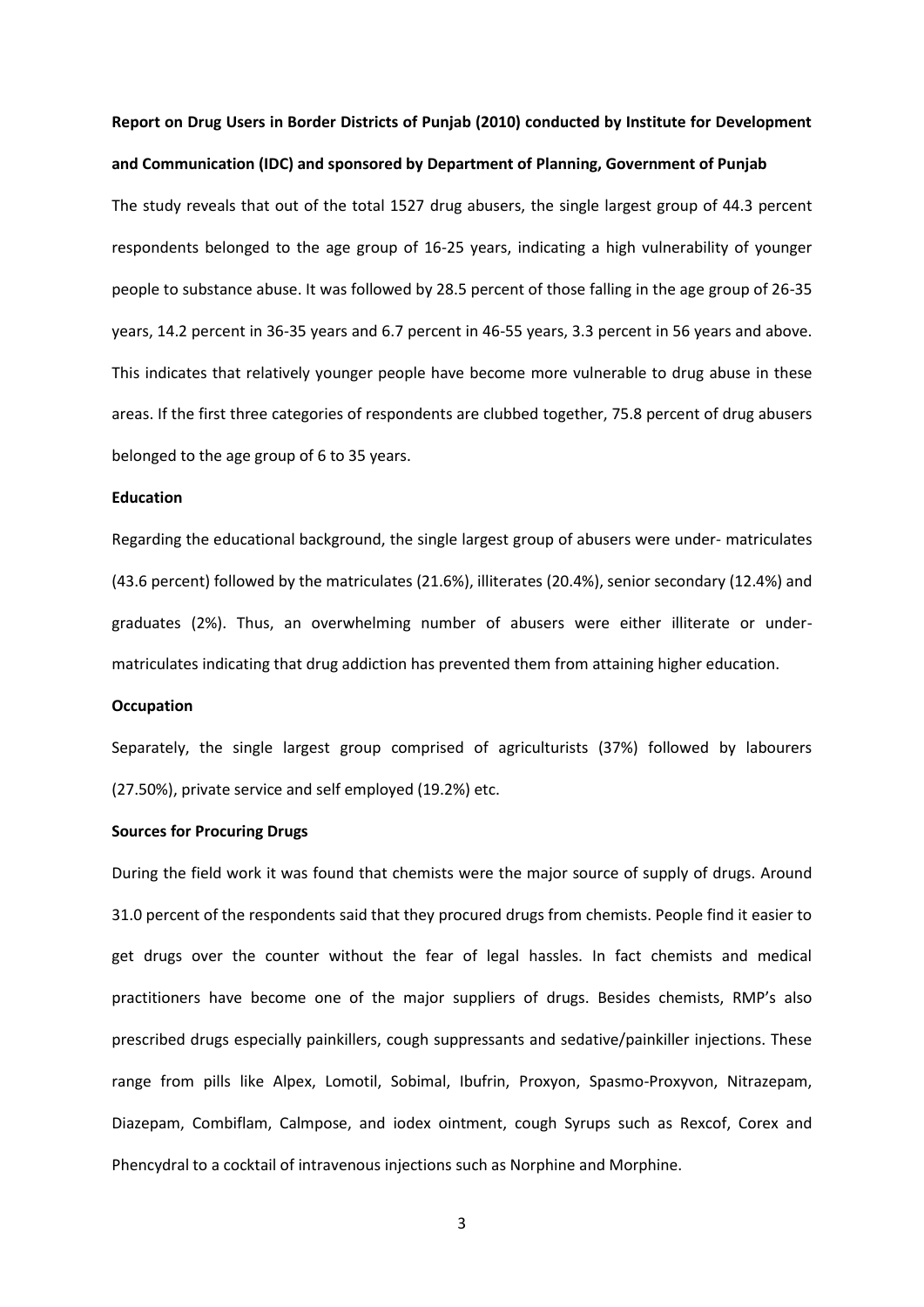**Report on Drug Users in Border Districts of Punjab (2010) conducted by Institute for Development and Communication (IDC) and sponsored by Department of Planning, Government of Punjab**

The study reveals that out of the total 1527 drug abusers, the single largest group of 44.3 percent respondents belonged to the age group of 16-25 years, indicating a high vulnerability of younger people to substance abuse. It was followed by 28.5 percent of those falling in the age group of 26-35 years, 14.2 percent in 36-35 years and 6.7 percent in 46-55 years, 3.3 percent in 56 years and above. This indicates that relatively younger people have become more vulnerable to drug abuse in these areas. If the first three categories of respondents are clubbed together, 75.8 percent of drug abusers belonged to the age group of 6 to 35 years.

**Education**

Regarding the educational background, the single largest group of abusers were under- matriculates (43.6 percent) followed by the matriculates (21.6%), illiterates (20.4%), senior secondary (12.4%) and graduates (2%). Thus, an overwhelming number of abusers were either illiterate or under-matriculates indicating that drug addiction has prevented them from attaining higher education.

**Occupation**

Separately, the single largest group comprised of agriculturists (37%) followed by labourers (27.50%), private service and self employed (19.2%) etc.

**Sources for Procuring Drugs**

During the field work it was found that chemists were the major source of supply of drugs. Around 31.0 percent of the respondents said that they procured drugs from chemists. People find it easier to get drugs over the counter without the fear of legal hassles. In fact chemists and medical practitioners have become one of the major suppliers of drugs. Besides chemists, RMP's also prescribed drugs especially painkillers, cough suppressants and sedative/painkiller injections. These range from pills like Alpex, Lomotil, Sobimal, Ibufrin, Proxyon, Spasmo-Proxyvon, Nitrazepam, Diazepam, Combiflam, Calmpose, and iodex ointment, cough Syrups such as Rexcof, Corex and Phencydral to a cocktail of intravenous injections such as Norphine and Morphine.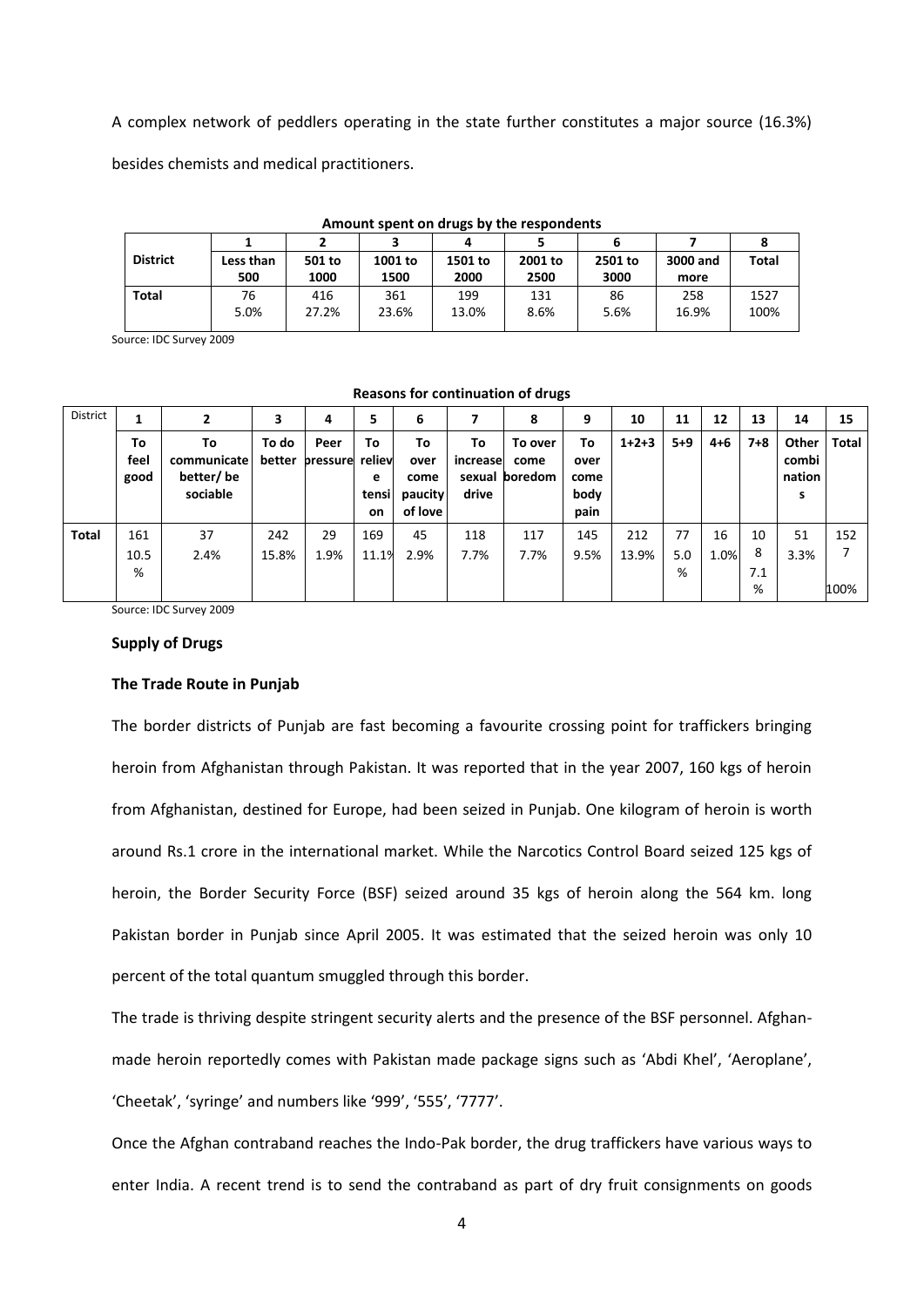A complex network of peddlers operating in the state further constitutes a major source (16.3%) besides chemists and medical practitioners.

**Amount spent on drugs by the respondents**

| | 1 | 2 | 3 | 4 | 5 | 6 | 7 | 8 |
|---|---|---|---|---|---|---|---|---|
| **District** | **Less than 500** | **501 to 1000** | **1001 to 1500** | **1501 to 2000** | **2001 to 2500** | **2501 to 3000** | **3000 and more** | **Total** |
| **Total** | 76<br>5.0% | 416<br>27.2% | 361<br>23.6% | 199<br>13.0% | 131<br>8.6% | 86<br>5.6% | 258<br>16.9% | 1527<br>100% |

Source: IDC Survey 2009

**Reasons for continuation of drugs**

| District | 1 | 2 | 3 | 4 | 5 | 6 | 7 | 8 | 9 | 10 | 11 | 12 | 13 | 14 | 15 |
|---|---|---|---|---|---|---|---|---|---|---|---|---|---|---|---|
| | **To feel good** | **To communicate better/ be sociable** | **To do better** | **Peer pressure** | **To relieve tension** | **To over come paucity of love** | **To increase sexual drive** | **To over come boredom** | **To over come body pain** | **1+2+3** | **5+9** | **4+6** | **7+8** | **Other combinations** | **Total** |
| **Total** | 161<br>10.5% | 37<br>2.4% | 242<br>15.8% | 29<br>1.9% | 169<br>11.1% | 45<br>2.9% | 118<br>7.7% | 117<br>7.7% | 145<br>9.5% | 212<br>13.9% | 77<br>5.0% | 16<br>1.0% | 108<br>7.1% | 51<br>3.3% | 1527<br>100% |

Source: IDC Survey 2009

**Supply of Drugs**

**The Trade Route in Punjab**

The border districts of Punjab are fast becoming a favourite crossing point for traffickers bringing heroin from Afghanistan through Pakistan. It was reported that in the year 2007, 160 kgs of heroin from Afghanistan, destined for Europe, had been seized in Punjab. One kilogram of heroin is worth around Rs.1 crore in the international market. While the Narcotics Control Board seized 125 kgs of heroin, the Border Security Force (BSF) seized around 35 kgs of heroin along the 564 km. long Pakistan border in Punjab since April 2005. It was estimated that the seized heroin was only 10 percent of the total quantum smuggled through this border.

The trade is thriving despite stringent security alerts and the presence of the BSF personnel. Afghan-made heroin reportedly comes with Pakistan made package signs such as 'Abdi Khel', 'Aeroplane', 'Cheetak', 'syringe' and numbers like '999', '555', '7777'.

Once the Afghan contraband reaches the Indo-Pak border, the drug traffickers have various ways to enter India. A recent trend is to send the contraband as part of dry fruit consignments on goods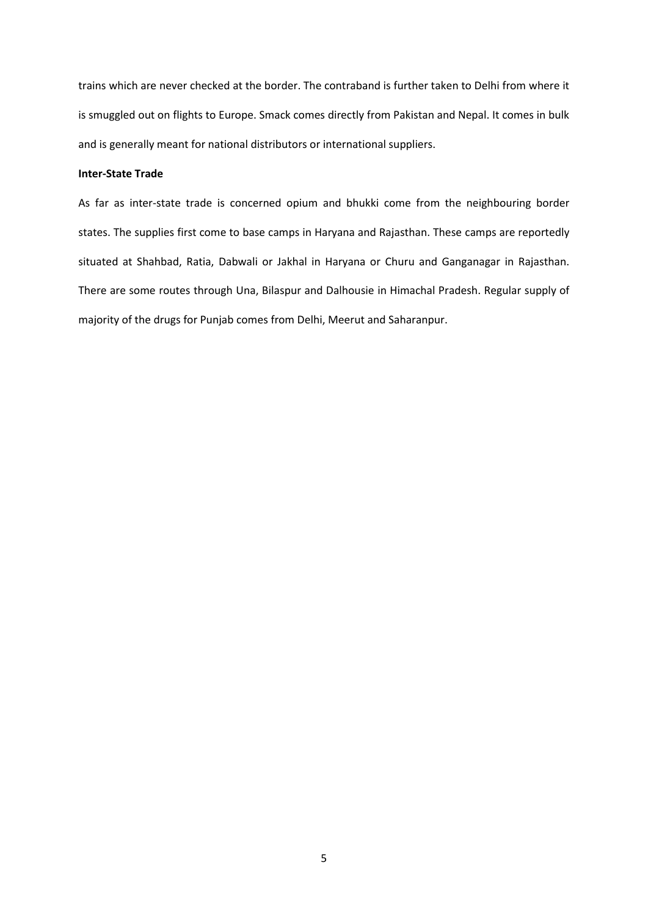trains which are never checked at the border. The contraband is further taken to Delhi from where it is smuggled out on flights to Europe. Smack comes directly from Pakistan and Nepal. It comes in bulk and is generally meant for national distributors or international suppliers.

**Inter-State Trade**

As far as inter-state trade is concerned opium and bhukki come from the neighbouring border states. The supplies first come to base camps in Haryana and Rajasthan. These camps are reportedly situated at Shahbad, Ratia, Dabwali or Jakhal in Haryana or Churu and Ganganagar in Rajasthan. There are some routes through Una, Bilaspur and Dalhousie in Himachal Pradesh. Regular supply of majority of the drugs for Punjab comes from Delhi, Meerut and Saharanpur.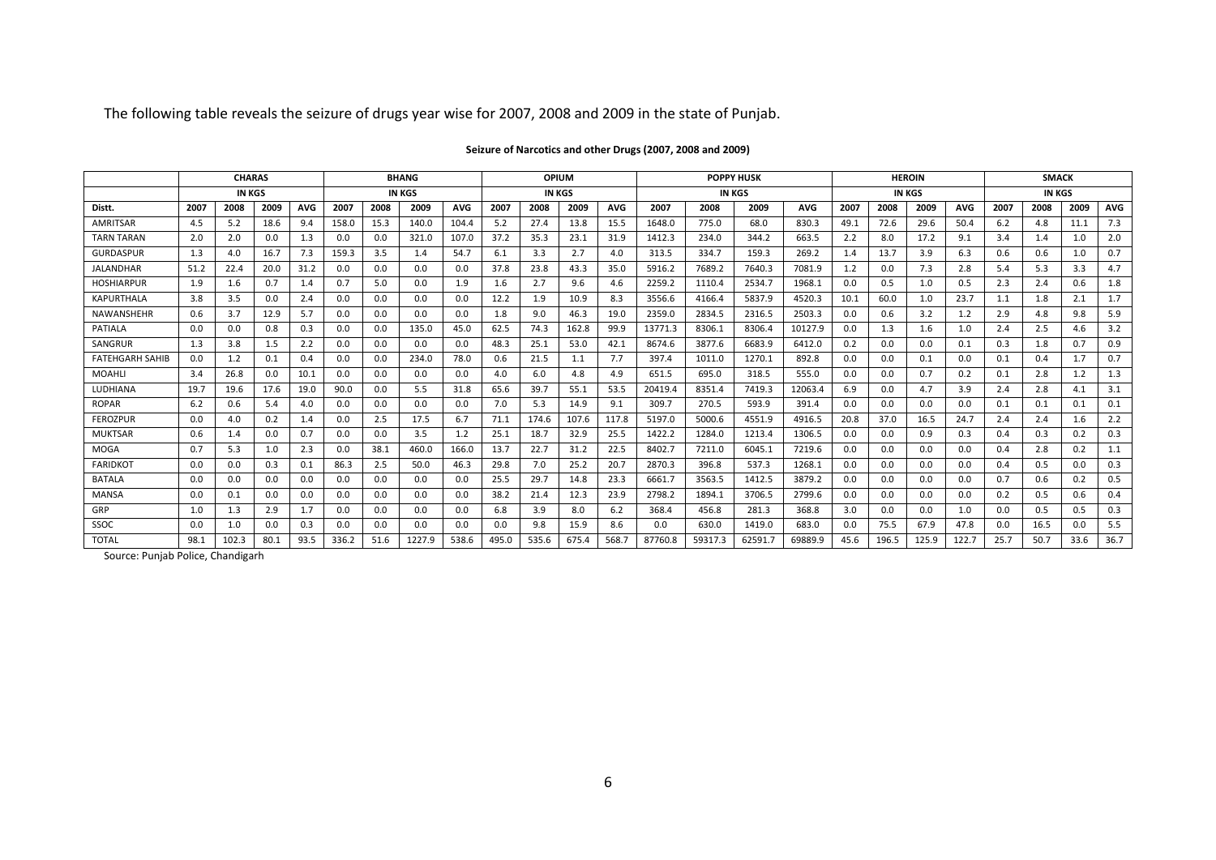The following table reveals the seizure of drugs year wise for 2007, 2008 and 2009 in the state of Punjab.

**Seizure of Narcotics and other Drugs (2007, 2008 and 2009)**

| | CHARAS | | | | BHANG | | | | OPIUM | | | | POPPY HUSK | | | | HEROIN | | | | SMACK | | | |
|---|---|---|---|---|---|---|---|---|---|---|---|---|---|---|---|---|---|---|---|---|---|---|---|---|
| | IN KGS | | | | IN KGS | | | | IN KGS | | | | IN KGS | | | | IN KGS | | | | IN KGS | | | |
| Distt. | 2007 | 2008 | 2009 | AVG | 2007 | 2008 | 2009 | AVG | 2007 | 2008 | 2009 | AVG | 2007 | 2008 | 2009 | AVG | 2007 | 2008 | 2009 | AVG | 2007 | 2008 | 2009 | AVG |
| AMRITSAR | 4.5 | 5.2 | 18.6 | 9.4 | 158.0 | 15.3 | 140.0 | 104.4 | 5.2 | 27.4 | 13.8 | 15.5 | 1648.0 | 775.0 | 68.0 | 830.3 | 49.1 | 72.6 | 29.6 | 50.4 | 6.2 | 4.8 | 11.1 | 7.3 |
| TARN TARAN | 2.0 | 2.0 | 0.0 | 1.3 | 0.0 | 0.0 | 321.0 | 107.0 | 37.2 | 35.3 | 23.1 | 31.9 | 1412.3 | 234.0 | 344.2 | 663.5 | 2.2 | 8.0 | 17.2 | 9.1 | 3.4 | 1.4 | 1.0 | 2.0 |
| GURDASPUR | 1.3 | 4.0 | 16.7 | 7.3 | 159.3 | 3.5 | 1.4 | 54.7 | 6.1 | 3.3 | 2.7 | 4.0 | 313.5 | 334.7 | 159.3 | 269.2 | 1.4 | 13.7 | 3.9 | 6.3 | 0.6 | 0.6 | 1.0 | 0.7 |
| JALANDHAR | 51.2 | 22.4 | 20.0 | 31.2 | 0.0 | 0.0 | 0.0 | 0.0 | 37.8 | 23.8 | 43.3 | 35.0 | 5916.2 | 7689.2 | 7640.3 | 7081.9 | 1.2 | 0.0 | 7.3 | 2.8 | 5.4 | 5.3 | 3.3 | 4.7 |
| HOSHIARPUR | 1.9 | 1.6 | 0.7 | 1.4 | 0.7 | 5.0 | 0.0 | 1.9 | 1.6 | 2.7 | 9.6 | 4.6 | 2259.2 | 1110.4 | 2534.7 | 1968.1 | 0.0 | 0.5 | 1.0 | 0.5 | 2.3 | 2.4 | 0.6 | 1.8 |
| KAPURTHALA | 3.8 | 3.5 | 0.0 | 2.4 | 0.0 | 0.0 | 0.0 | 0.0 | 12.2 | 1.9 | 10.9 | 8.3 | 3556.6 | 4166.4 | 5837.9 | 4520.3 | 10.1 | 60.0 | 1.0 | 23.7 | 1.1 | 1.8 | 2.1 | 1.7 |
| NAWANSHEHR | 0.6 | 3.7 | 12.9 | 5.7 | 0.0 | 0.0 | 0.0 | 0.0 | 1.8 | 9.0 | 46.3 | 19.0 | 2359.0 | 2834.5 | 2316.5 | 2503.3 | 0.0 | 0.6 | 3.2 | 1.2 | 2.9 | 4.8 | 9.8 | 5.9 |
| PATIALA | 0.0 | 0.0 | 0.8 | 0.3 | 0.0 | 0.0 | 135.0 | 45.0 | 62.5 | 74.3 | 162.8 | 99.9 | 13771.3 | 8306.1 | 8306.4 | 10127.9 | 0.0 | 1.3 | 1.6 | 1.0 | 2.4 | 2.5 | 4.6 | 3.2 |
| SANGRUR | 1.3 | 3.8 | 1.5 | 2.2 | 0.0 | 0.0 | 0.0 | 0.0 | 48.3 | 25.1 | 53.0 | 42.1 | 8674.6 | 3877.6 | 6683.9 | 6412.0 | 0.2 | 0.0 | 0.0 | 0.1 | 0.3 | 1.8 | 0.7 | 0.9 |
| FATEHGARH SAHIB | 0.0 | 1.2 | 0.1 | 0.4 | 0.0 | 0.0 | 234.0 | 78.0 | 0.6 | 21.5 | 1.1 | 7.7 | 397.4 | 1011.0 | 1270.1 | 892.8 | 0.0 | 0.0 | 0.1 | 0.0 | 0.1 | 0.4 | 1.7 | 0.7 |
| MOAHLI | 3.4 | 26.8 | 0.0 | 10.1 | 0.0 | 0.0 | 0.0 | 0.0 | 4.0 | 6.0 | 4.8 | 4.9 | 651.5 | 695.0 | 318.5 | 555.0 | 0.0 | 0.0 | 0.7 | 0.2 | 0.1 | 2.8 | 1.2 | 1.3 |
| LUDHIANA | 19.7 | 19.6 | 17.6 | 19.0 | 90.0 | 0.0 | 5.5 | 31.8 | 65.6 | 39.7 | 55.1 | 53.5 | 20419.4 | 8351.4 | 7419.3 | 12063.4 | 6.9 | 0.0 | 4.7 | 3.9 | 2.4 | 2.8 | 4.1 | 3.1 |
| ROPAR | 6.2 | 0.6 | 5.4 | 4.0 | 0.0 | 0.0 | 0.0 | 0.0 | 7.0 | 5.3 | 14.9 | 9.1 | 309.7 | 270.5 | 593.9 | 391.4 | 0.0 | 0.0 | 0.0 | 0.0 | 0.1 | 0.1 | 0.1 | 0.1 |
| FEROZPUR | 0.0 | 4.0 | 0.2 | 1.4 | 0.0 | 2.5 | 17.5 | 6.7 | 71.1 | 174.6 | 107.6 | 117.8 | 5197.0 | 5000.6 | 4551.9 | 4916.5 | 20.8 | 37.0 | 16.5 | 24.7 | 2.4 | 2.4 | 1.6 | 2.2 |
| MUKTSAR | 0.6 | 1.4 | 0.0 | 0.7 | 0.0 | 0.0 | 3.5 | 1.2 | 25.1 | 18.7 | 32.9 | 25.5 | 1422.2 | 1284.0 | 1213.4 | 1306.5 | 0.0 | 0.0 | 0.9 | 0.3 | 0.4 | 0.3 | 0.2 | 0.3 |
| MOGA | 0.7 | 5.3 | 1.0 | 2.3 | 0.0 | 38.1 | 460.0 | 166.0 | 13.7 | 22.7 | 31.2 | 22.5 | 8402.7 | 7211.0 | 6045.1 | 7219.6 | 0.0 | 0.0 | 0.0 | 0.0 | 0.4 | 2.8 | 0.2 | 1.1 |
| FARIDKOT | 0.0 | 0.0 | 0.3 | 0.1 | 86.3 | 2.5 | 50.0 | 46.3 | 29.8 | 7.0 | 25.2 | 20.7 | 2870.3 | 396.8 | 537.3 | 1268.1 | 0.0 | 0.0 | 0.0 | 0.0 | 0.4 | 0.5 | 0.0 | 0.3 |
| BATALA | 0.0 | 0.0 | 0.0 | 0.0 | 0.0 | 0.0 | 0.0 | 0.0 | 25.5 | 29.7 | 14.8 | 23.3 | 6661.7 | 3563.5 | 1412.5 | 3879.2 | 0.0 | 0.0 | 0.0 | 0.0 | 0.7 | 0.6 | 0.2 | 0.5 |
| MANSA | 0.0 | 0.1 | 0.0 | 0.0 | 0.0 | 0.0 | 0.0 | 0.0 | 38.2 | 21.4 | 12.3 | 23.9 | 2798.2 | 1894.1 | 3706.5 | 2799.6 | 0.0 | 0.0 | 0.0 | 0.0 | 0.2 | 0.5 | 0.6 | 0.4 |
| GRP | 1.0 | 1.3 | 2.9 | 1.7 | 0.0 | 0.0 | 0.0 | 0.0 | 6.8 | 3.9 | 8.0 | 6.2 | 368.4 | 456.8 | 281.3 | 368.8 | 3.0 | 0.0 | 0.0 | 1.0 | 0.0 | 0.5 | 0.5 | 0.3 |
| SSOC | 0.0 | 1.0 | 0.0 | 0.3 | 0.0 | 0.0 | 0.0 | 0.0 | 0.0 | 9.8 | 15.9 | 8.6 | 0.0 | 630.0 | 1419.0 | 683.0 | 0.0 | 75.5 | 67.9 | 47.8 | 0.0 | 16.5 | 0.0 | 5.5 |
| TOTAL | 98.1 | 102.3 | 80.1 | 93.5 | 336.2 | 51.6 | 1227.9 | 538.6 | 495.0 | 535.6 | 675.4 | 568.7 | 87760.8 | 59317.3 | 62591.7 | 69889.9 | 45.6 | 196.5 | 125.9 | 122.7 | 25.7 | 50.7 | 33.6 | 36.7 |

Source: Punjab Police, Chandigarh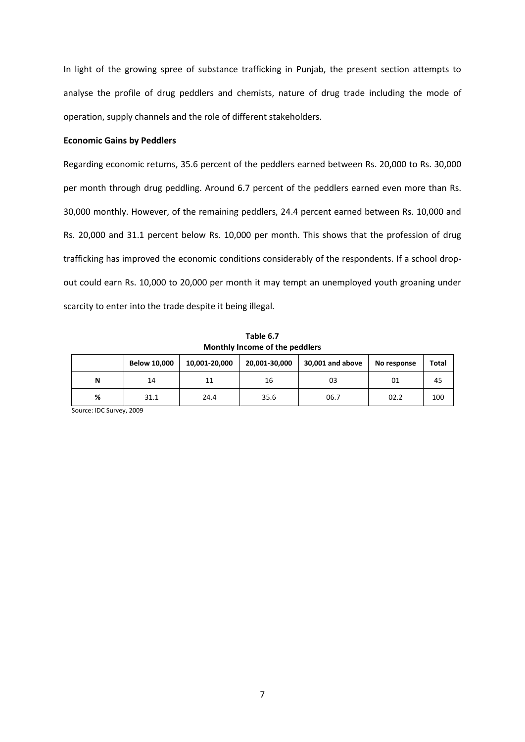In light of the growing spree of substance trafficking in Punjab, the present section attempts to analyse the profile of drug peddlers and chemists, nature of drug trade including the mode of operation, supply channels and the role of different stakeholders.

**Economic Gains by Peddlers**

Regarding economic returns, 35.6 percent of the peddlers earned between Rs. 20,000 to Rs. 30,000 per month through drug peddling. Around 6.7 percent of the peddlers earned even more than Rs. 30,000 monthly. However, of the remaining peddlers, 24.4 percent earned between Rs. 10,000 and Rs. 20,000 and 31.1 percent below Rs. 10,000 per month. This shows that the profession of drug trafficking has improved the economic conditions considerably of the respondents. If a school drop-out could earn Rs. 10,000 to 20,000 per month it may tempt an unemployed youth groaning under scarcity to enter into the trade despite it being illegal.

**Table 6.7**
**Monthly Income of the peddlers**

| | Below 10,000 | 10,001-20,000 | 20,001-30,000 | 30,001 and above | No response | Total |
|---|---|---|---|---|---|---|
| N | 14 | 11 | 16 | 03 | 01 | 45 |
| % | 31.1 | 24.4 | 35.6 | 06.7 | 02.2 | 100 |

Source: IDC Survey, 2009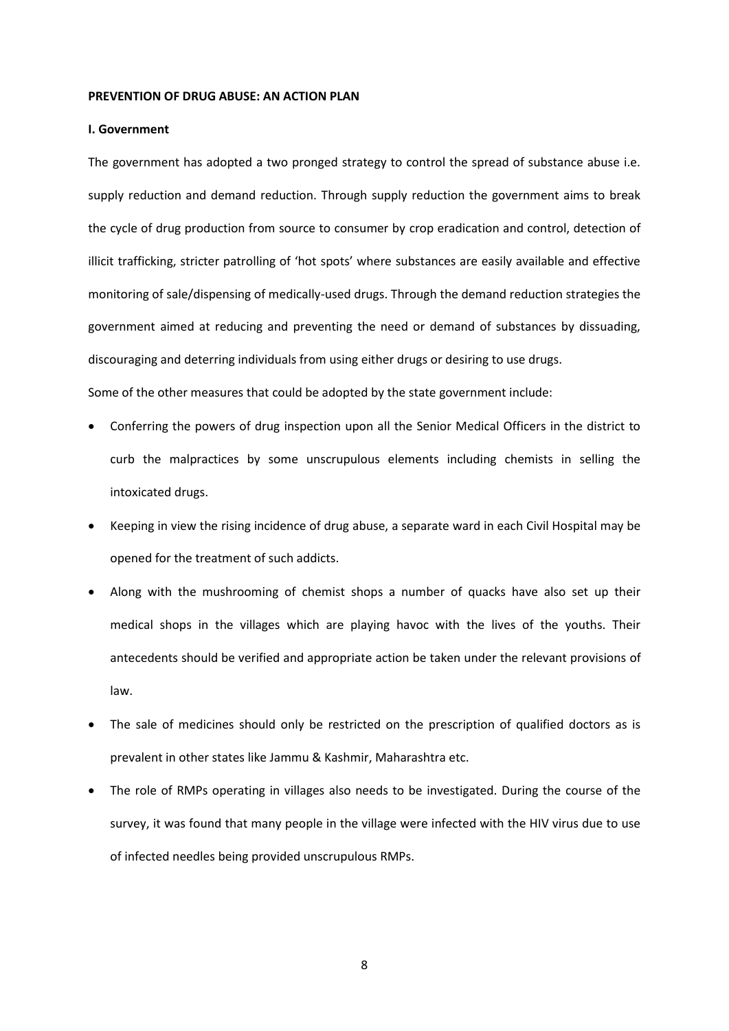**PREVENTION OF DRUG ABUSE: AN ACTION PLAN**

**I. Government**

The government has adopted a two pronged strategy to control the spread of substance abuse i.e. supply reduction and demand reduction. Through supply reduction the government aims to break the cycle of drug production from source to consumer by crop eradication and control, detection of illicit trafficking, stricter patrolling of 'hot spots' where substances are easily available and effective monitoring of sale/dispensing of medically-used drugs. Through the demand reduction strategies the government aimed at reducing and preventing the need or demand of substances by dissuading, discouraging and deterring individuals from using either drugs or desiring to use drugs.

Some of the other measures that could be adopted by the state government include:

- Conferring the powers of drug inspection upon all the Senior Medical Officers in the district to curb the malpractices by some unscrupulous elements including chemists in selling the intoxicated drugs.
- Keeping in view the rising incidence of drug abuse, a separate ward in each Civil Hospital may be opened for the treatment of such addicts.
- Along with the mushrooming of chemist shops a number of quacks have also set up their medical shops in the villages which are playing havoc with the lives of the youths. Their antecedents should be verified and appropriate action be taken under the relevant provisions of law.
- The sale of medicines should only be restricted on the prescription of qualified doctors as is prevalent in other states like Jammu & Kashmir, Maharashtra etc.
- The role of RMPs operating in villages also needs to be investigated. During the course of the survey, it was found that many people in the village were infected with the HIV virus due to use of infected needles being provided unscrupulous RMPs.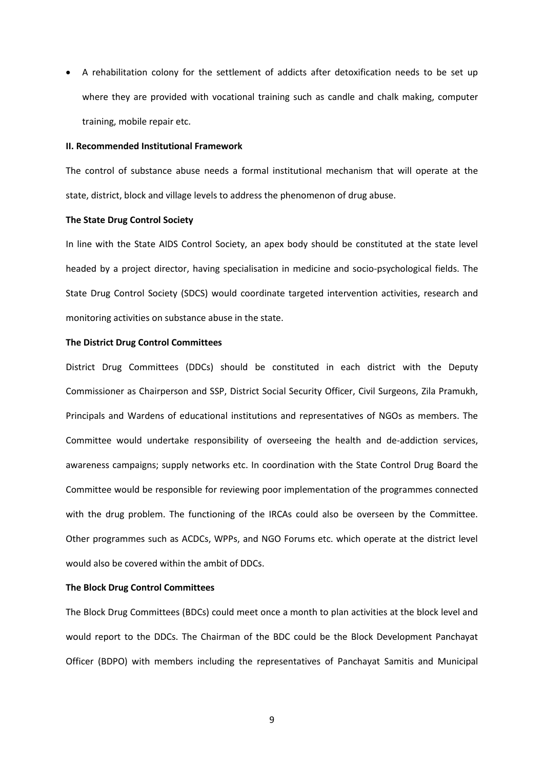- A rehabilitation colony for the settlement of addicts after detoxification needs to be set up where they are provided with vocational training such as candle and chalk making, computer training, mobile repair etc.

**II. Recommended Institutional Framework**

The control of substance abuse needs a formal institutional mechanism that will operate at the state, district, block and village levels to address the phenomenon of drug abuse.

**The State Drug Control Society**

In line with the State AIDS Control Society, an apex body should be constituted at the state level headed by a project director, having specialisation in medicine and socio-psychological fields. The State Drug Control Society (SDCS) would coordinate targeted intervention activities, research and monitoring activities on substance abuse in the state.

**The District Drug Control Committees**

District Drug Committees (DDCs) should be constituted in each district with the Deputy Commissioner as Chairperson and SSP, District Social Security Officer, Civil Surgeons, Zila Pramukh, Principals and Wardens of educational institutions and representatives of NGOs as members. The Committee would undertake responsibility of overseeing the health and de-addiction services, awareness campaigns; supply networks etc. In coordination with the State Control Drug Board the Committee would be responsible for reviewing poor implementation of the programmes connected with the drug problem. The functioning of the IRCAs could also be overseen by the Committee. Other programmes such as ACDCs, WPPs, and NGO Forums etc. which operate at the district level would also be covered within the ambit of DDCs.

**The Block Drug Control Committees**

The Block Drug Committees (BDCs) could meet once a month to plan activities at the block level and would report to the DDCs. The Chairman of the BDC could be the Block Development Panchayat Officer (BDPO) with members including the representatives of Panchayat Samitis and Municipal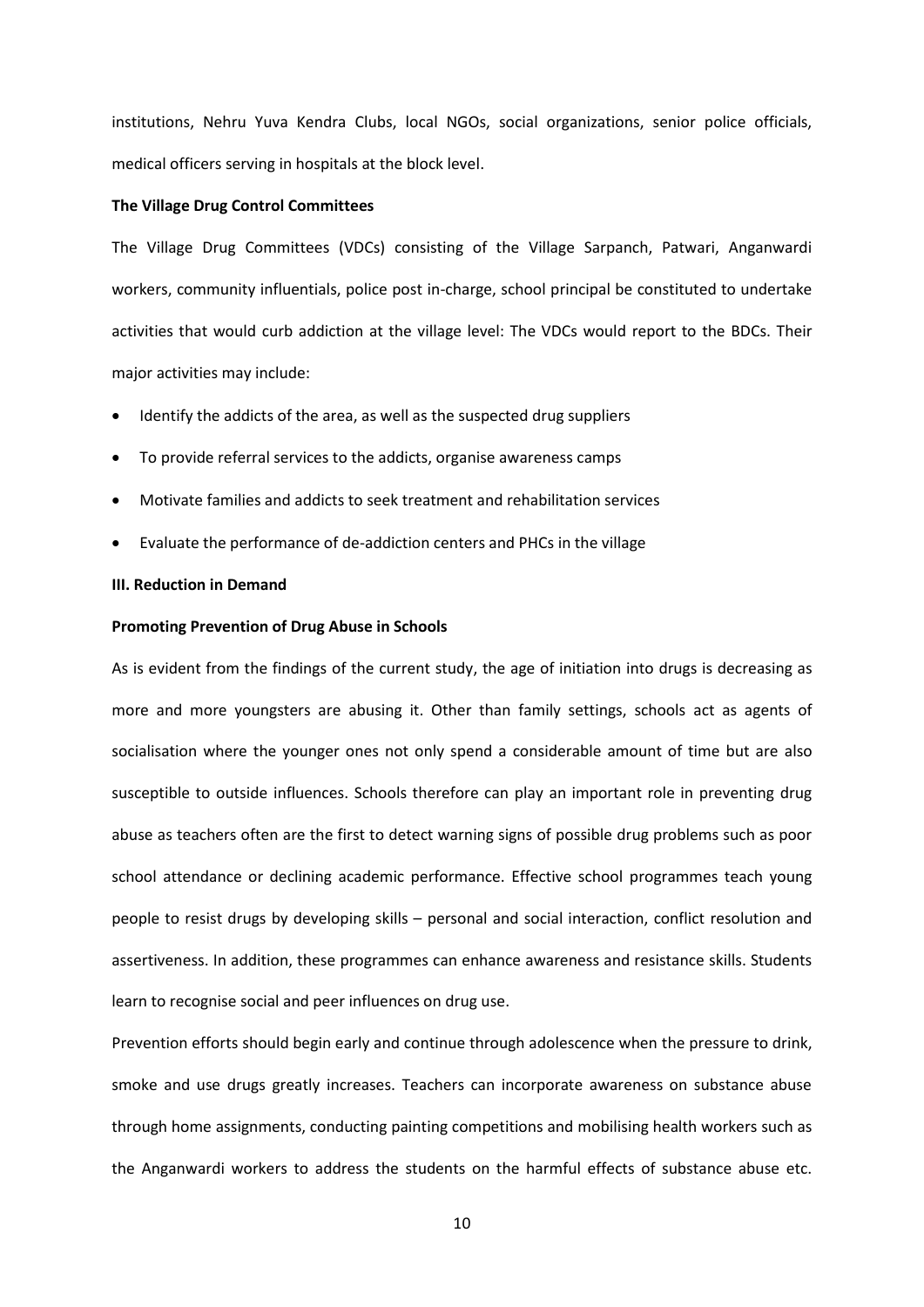institutions, Nehru Yuva Kendra Clubs, local NGOs, social organizations, senior police officials, medical officers serving in hospitals at the block level.

**The Village Drug Control Committees**

The Village Drug Committees (VDCs) consisting of the Village Sarpanch, Patwari, Anganwardi workers, community influentials, police post in-charge, school principal be constituted to undertake activities that would curb addiction at the village level: The VDCs would report to the BDCs. Their major activities may include:

- Identify the addicts of the area, as well as the suspected drug suppliers
- To provide referral services to the addicts, organise awareness camps
- Motivate families and addicts to seek treatment and rehabilitation services
- Evaluate the performance of de-addiction centers and PHCs in the village

**III. Reduction in Demand**

**Promoting Prevention of Drug Abuse in Schools**

As is evident from the findings of the current study, the age of initiation into drugs is decreasing as more and more youngsters are abusing it. Other than family settings, schools act as agents of socialisation where the younger ones not only spend a considerable amount of time but are also susceptible to outside influences. Schools therefore can play an important role in preventing drug abuse as teachers often are the first to detect warning signs of possible drug problems such as poor school attendance or declining academic performance. Effective school programmes teach young people to resist drugs by developing skills – personal and social interaction, conflict resolution and assertiveness. In addition, these programmes can enhance awareness and resistance skills. Students learn to recognise social and peer influences on drug use.

Prevention efforts should begin early and continue through adolescence when the pressure to drink, smoke and use drugs greatly increases. Teachers can incorporate awareness on substance abuse through home assignments, conducting painting competitions and mobilising health workers such as the Anganwardi workers to address the students on the harmful effects of substance abuse etc.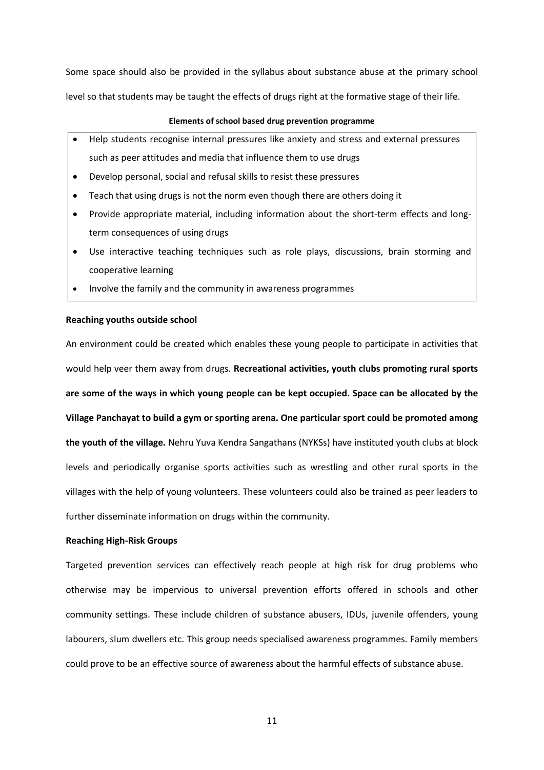Some space should also be provided in the syllabus about substance abuse at the primary school level so that students may be taught the effects of drugs right at the formative stage of their life.

**Elements of school based drug prevention programme**

- Help students recognise internal pressures like anxiety and stress and external pressures such as peer attitudes and media that influence them to use drugs
- Develop personal, social and refusal skills to resist these pressures
- Teach that using drugs is not the norm even though there are others doing it
- Provide appropriate material, including information about the short-term effects and long-term consequences of using drugs
- Use interactive teaching techniques such as role plays, discussions, brain storming and cooperative learning
- Involve the family and the community in awareness programmes

**Reaching youths outside school**

An environment could be created which enables these young people to participate in activities that would help veer them away from drugs. **Recreational activities, youth clubs promoting rural sports are some of the ways in which young people can be kept occupied. Space can be allocated by the Village Panchayat to build a gym or sporting arena. One particular sport could be promoted among the youth of the village.** Nehru Yuva Kendra Sangathans (NYKSs) have instituted youth clubs at block levels and periodically organise sports activities such as wrestling and other rural sports in the villages with the help of young volunteers. These volunteers could also be trained as peer leaders to further disseminate information on drugs within the community.

**Reaching High-Risk Groups**

Targeted prevention services can effectively reach people at high risk for drug problems who otherwise may be impervious to universal prevention efforts offered in schools and other community settings. These include children of substance abusers, IDUs, juvenile offenders, young labourers, slum dwellers etc. This group needs specialised awareness programmes. Family members could prove to be an effective source of awareness about the harmful effects of substance abuse.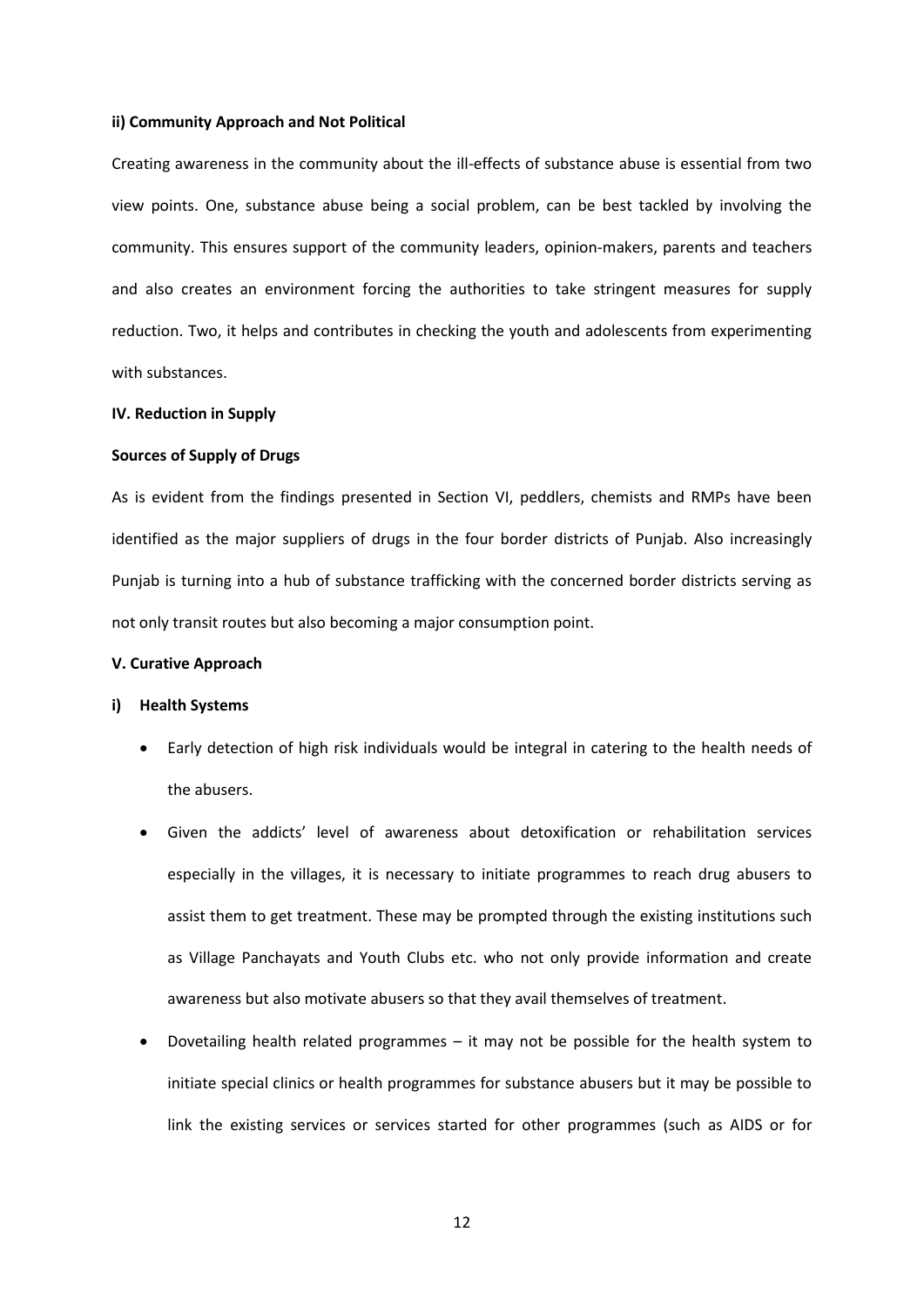#### ii) Community Approach and Not Political

Creating awareness in the community about the ill-effects of substance abuse is essential from two view points. One, substance abuse being a social problem, can be best tackled by involving the community. This ensures support of the community leaders, opinion-makers, parents and teachers and also creates an environment forcing the authorities to take stringent measures for supply reduction. Two, it helps and contributes in checking the youth and adolescents from experimenting with substances.

### IV. Reduction in Supply

#### Sources of Supply of Drugs

As is evident from the findings presented in Section VI, peddlers, chemists and RMPs have been identified as the major suppliers of drugs in the four border districts of Punjab. Also increasingly Punjab is turning into a hub of substance trafficking with the concerned border districts serving as not only transit routes but also becoming a major consumption point.

### V. Curative Approach

#### i) Health Systems

- Early detection of high risk individuals would be integral in catering to the health needs of the abusers.
- Given the addicts' level of awareness about detoxification or rehabilitation services especially in the villages, it is necessary to initiate programmes to reach drug abusers to assist them to get treatment. These may be prompted through the existing institutions such as Village Panchayats and Youth Clubs etc. who not only provide information and create awareness but also motivate abusers so that they avail themselves of treatment.
- Dovetailing health related programmes – it may not be possible for the health system to initiate special clinics or health programmes for substance abusers but it may be possible to link the existing services or services started for other programmes (such as AIDS or for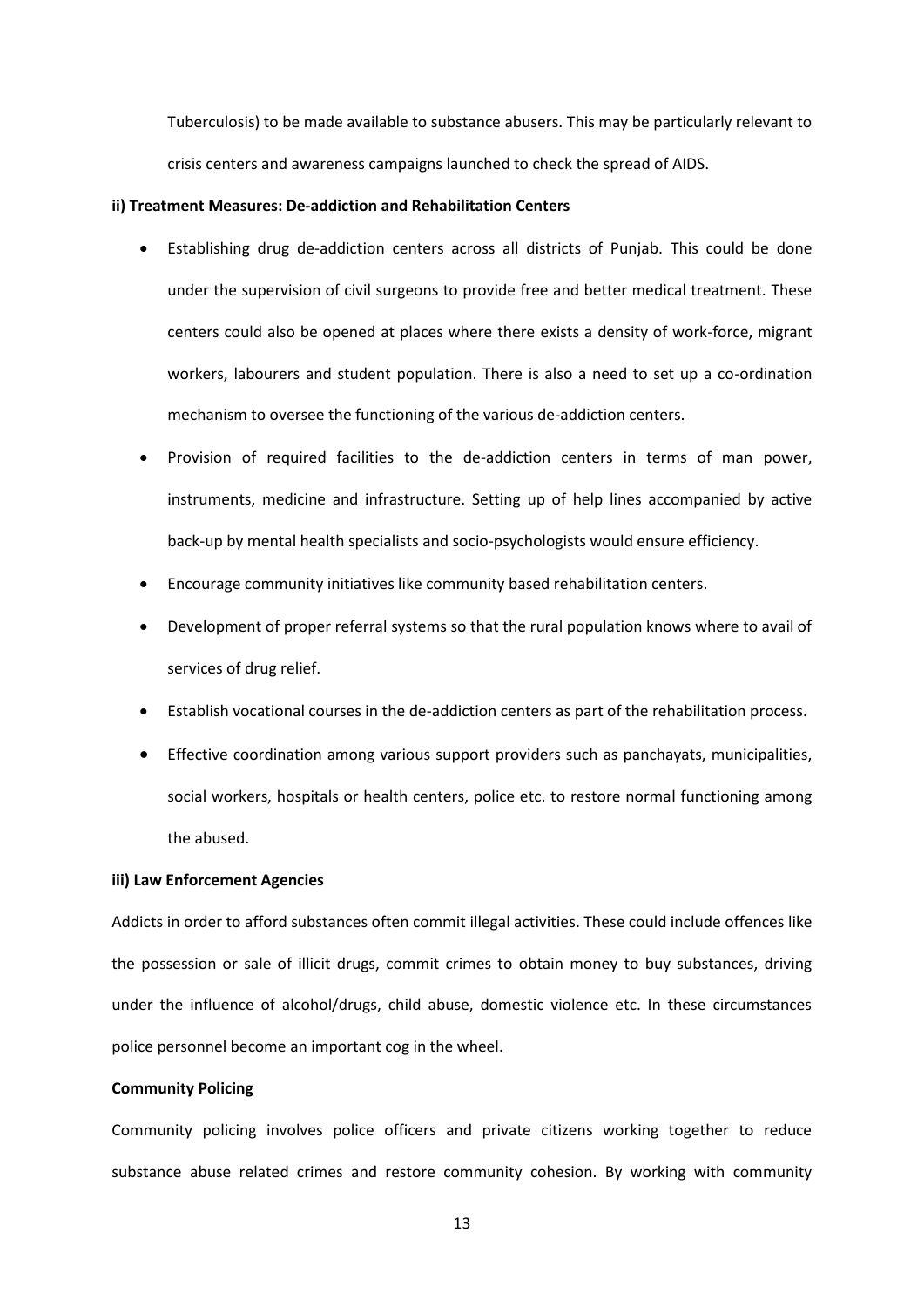Tuberculosis) to be made available to substance abusers. This may be particularly relevant to crisis centers and awareness campaigns launched to check the spread of AIDS.

**ii) Treatment Measures: De-addiction and Rehabilitation Centers**

- Establishing drug de-addiction centers across all districts of Punjab. This could be done under the supervision of civil surgeons to provide free and better medical treatment. These centers could also be opened at places where there exists a density of work-force, migrant workers, labourers and student population. There is also a need to set up a co-ordination mechanism to oversee the functioning of the various de-addiction centers.
- Provision of required facilities to the de-addiction centers in terms of man power, instruments, medicine and infrastructure. Setting up of help lines accompanied by active back-up by mental health specialists and socio-psychologists would ensure efficiency.
- Encourage community initiatives like community based rehabilitation centers.
- Development of proper referral systems so that the rural population knows where to avail of services of drug relief.
- Establish vocational courses in the de-addiction centers as part of the rehabilitation process.
- Effective coordination among various support providers such as panchayats, municipalities, social workers, hospitals or health centers, police etc. to restore normal functioning among the abused.

**iii) Law Enforcement Agencies**

Addicts in order to afford substances often commit illegal activities. These could include offences like the possession or sale of illicit drugs, commit crimes to obtain money to buy substances, driving under the influence of alcohol/drugs, child abuse, domestic violence etc. In these circumstances police personnel become an important cog in the wheel.

**Community Policing**

Community policing involves police officers and private citizens working together to reduce substance abuse related crimes and restore community cohesion. By working with community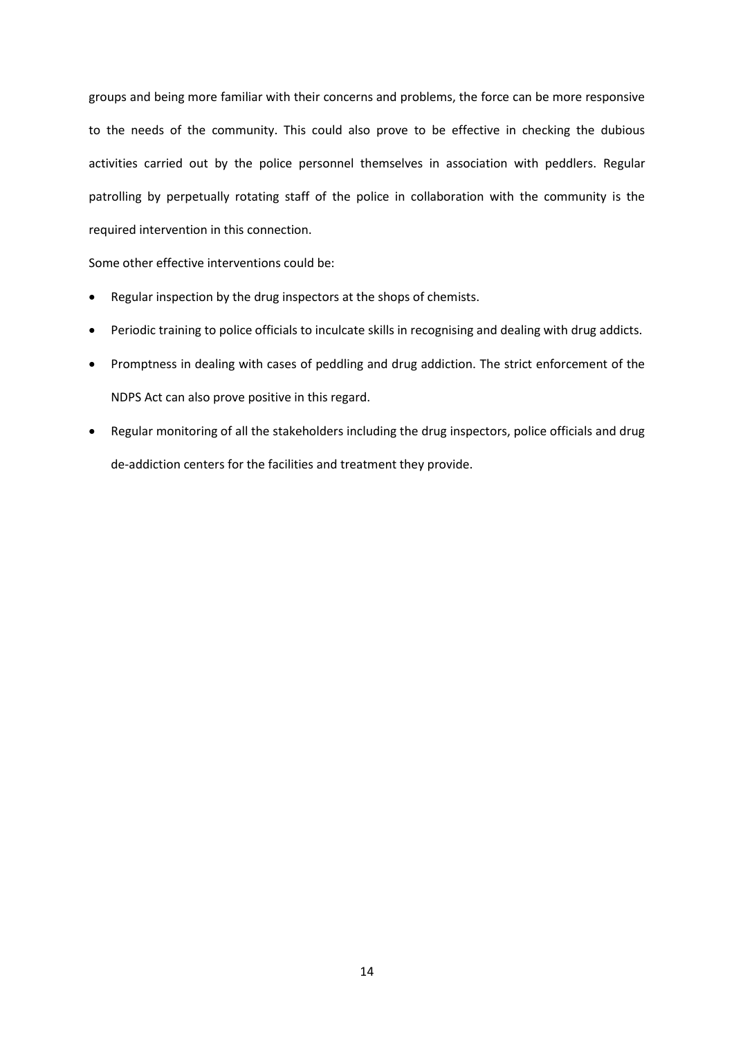groups and being more familiar with their concerns and problems, the force can be more responsive to the needs of the community. This could also prove to be effective in checking the dubious activities carried out by the police personnel themselves in association with peddlers. Regular patrolling by perpetually rotating staff of the police in collaboration with the community is the required intervention in this connection.

Some other effective interventions could be:

- Regular inspection by the drug inspectors at the shops of chemists.
- Periodic training to police officials to inculcate skills in recognising and dealing with drug addicts.
- Promptness in dealing with cases of peddling and drug addiction. The strict enforcement of the NDPS Act can also prove positive in this regard.
- Regular monitoring of all the stakeholders including the drug inspectors, police officials and drug de-addiction centers for the facilities and treatment they provide.